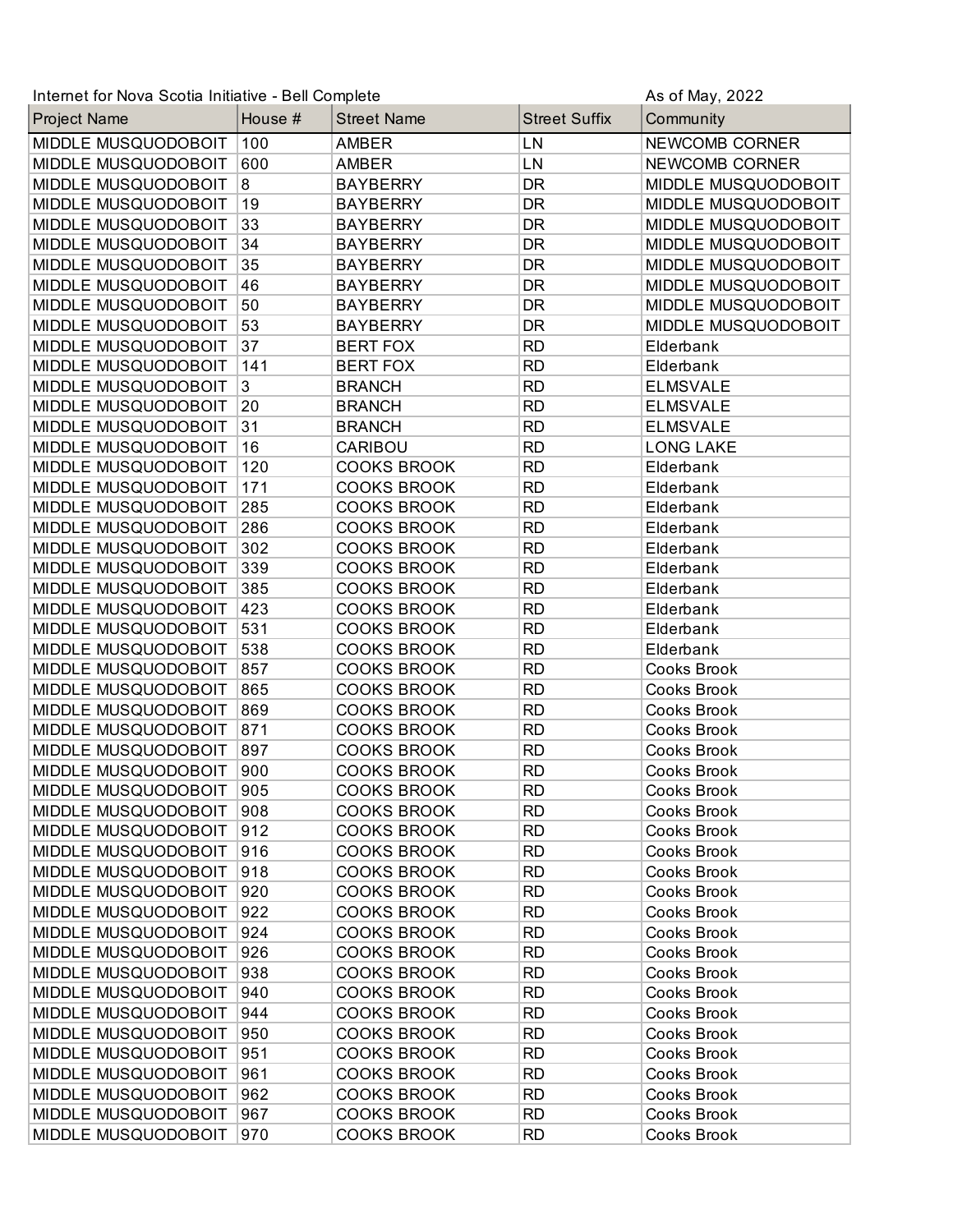Internet for Nova Scotia Initiative - Bell Complete

As of May, 2022

| Project Name | House # | Street Name | Street Suffix | Community |
|---|---|---|---|---|
| MIDDLE MUSQUODOBOIT | 100 | AMBER | LN | NEWCOMB CORNER |
| MIDDLE MUSQUODOBOIT | 600 | AMBER | LN | NEWCOMB CORNER |
| MIDDLE MUSQUODOBOIT | 8 | BAYBERRY | DR | MIDDLE MUSQUODOBOIT |
| MIDDLE MUSQUODOBOIT | 19 | BAYBERRY | DR | MIDDLE MUSQUODOBOIT |
| MIDDLE MUSQUODOBOIT | 33 | BAYBERRY | DR | MIDDLE MUSQUODOBOIT |
| MIDDLE MUSQUODOBOIT | 34 | BAYBERRY | DR | MIDDLE MUSQUODOBOIT |
| MIDDLE MUSQUODOBOIT | 35 | BAYBERRY | DR | MIDDLE MUSQUODOBOIT |
| MIDDLE MUSQUODOBOIT | 46 | BAYBERRY | DR | MIDDLE MUSQUODOBOIT |
| MIDDLE MUSQUODOBOIT | 50 | BAYBERRY | DR | MIDDLE MUSQUODOBOIT |
| MIDDLE MUSQUODOBOIT | 53 | BAYBERRY | DR | MIDDLE MUSQUODOBOIT |
| MIDDLE MUSQUODOBOIT | 37 | BERT FOX | RD | Elderbank |
| MIDDLE MUSQUODOBOIT | 141 | BERT FOX | RD | Elderbank |
| MIDDLE MUSQUODOBOIT | 3 | BRANCH | RD | ELMSVALE |
| MIDDLE MUSQUODOBOIT | 20 | BRANCH | RD | ELMSVALE |
| MIDDLE MUSQUODOBOIT | 31 | BRANCH | RD | ELMSVALE |
| MIDDLE MUSQUODOBOIT | 16 | CARIBOU | RD | LONG LAKE |
| MIDDLE MUSQUODOBOIT | 120 | COOKS BROOK | RD | Elderbank |
| MIDDLE MUSQUODOBOIT | 171 | COOKS BROOK | RD | Elderbank |
| MIDDLE MUSQUODOBOIT | 285 | COOKS BROOK | RD | Elderbank |
| MIDDLE MUSQUODOBOIT | 286 | COOKS BROOK | RD | Elderbank |
| MIDDLE MUSQUODOBOIT | 302 | COOKS BROOK | RD | Elderbank |
| MIDDLE MUSQUODOBOIT | 339 | COOKS BROOK | RD | Elderbank |
| MIDDLE MUSQUODOBOIT | 385 | COOKS BROOK | RD | Elderbank |
| MIDDLE MUSQUODOBOIT | 423 | COOKS BROOK | RD | Elderbank |
| MIDDLE MUSQUODOBOIT | 531 | COOKS BROOK | RD | Elderbank |
| MIDDLE MUSQUODOBOIT | 538 | COOKS BROOK | RD | Elderbank |
| MIDDLE MUSQUODOBOIT | 857 | COOKS BROOK | RD | Cooks Brook |
| MIDDLE MUSQUODOBOIT | 865 | COOKS BROOK | RD | Cooks Brook |
| MIDDLE MUSQUODOBOIT | 869 | COOKS BROOK | RD | Cooks Brook |
| MIDDLE MUSQUODOBOIT | 871 | COOKS BROOK | RD | Cooks Brook |
| MIDDLE MUSQUODOBOIT | 897 | COOKS BROOK | RD | Cooks Brook |
| MIDDLE MUSQUODOBOIT | 900 | COOKS BROOK | RD | Cooks Brook |
| MIDDLE MUSQUODOBOIT | 905 | COOKS BROOK | RD | Cooks Brook |
| MIDDLE MUSQUODOBOIT | 908 | COOKS BROOK | RD | Cooks Brook |
| MIDDLE MUSQUODOBOIT | 912 | COOKS BROOK | RD | Cooks Brook |
| MIDDLE MUSQUODOBOIT | 916 | COOKS BROOK | RD | Cooks Brook |
| MIDDLE MUSQUODOBOIT | 918 | COOKS BROOK | RD | Cooks Brook |
| MIDDLE MUSQUODOBOIT | 920 | COOKS BROOK | RD | Cooks Brook |
| MIDDLE MUSQUODOBOIT | 922 | COOKS BROOK | RD | Cooks Brook |
| MIDDLE MUSQUODOBOIT | 924 | COOKS BROOK | RD | Cooks Brook |
| MIDDLE MUSQUODOBOIT | 926 | COOKS BROOK | RD | Cooks Brook |
| MIDDLE MUSQUODOBOIT | 938 | COOKS BROOK | RD | Cooks Brook |
| MIDDLE MUSQUODOBOIT | 940 | COOKS BROOK | RD | Cooks Brook |
| MIDDLE MUSQUODOBOIT | 944 | COOKS BROOK | RD | Cooks Brook |
| MIDDLE MUSQUODOBOIT | 950 | COOKS BROOK | RD | Cooks Brook |
| MIDDLE MUSQUODOBOIT | 951 | COOKS BROOK | RD | Cooks Brook |
| MIDDLE MUSQUODOBOIT | 961 | COOKS BROOK | RD | Cooks Brook |
| MIDDLE MUSQUODOBOIT | 962 | COOKS BROOK | RD | Cooks Brook |
| MIDDLE MUSQUODOBOIT | 967 | COOKS BROOK | RD | Cooks Brook |
| MIDDLE MUSQUODOBOIT | 970 | COOKS BROOK | RD | Cooks Brook |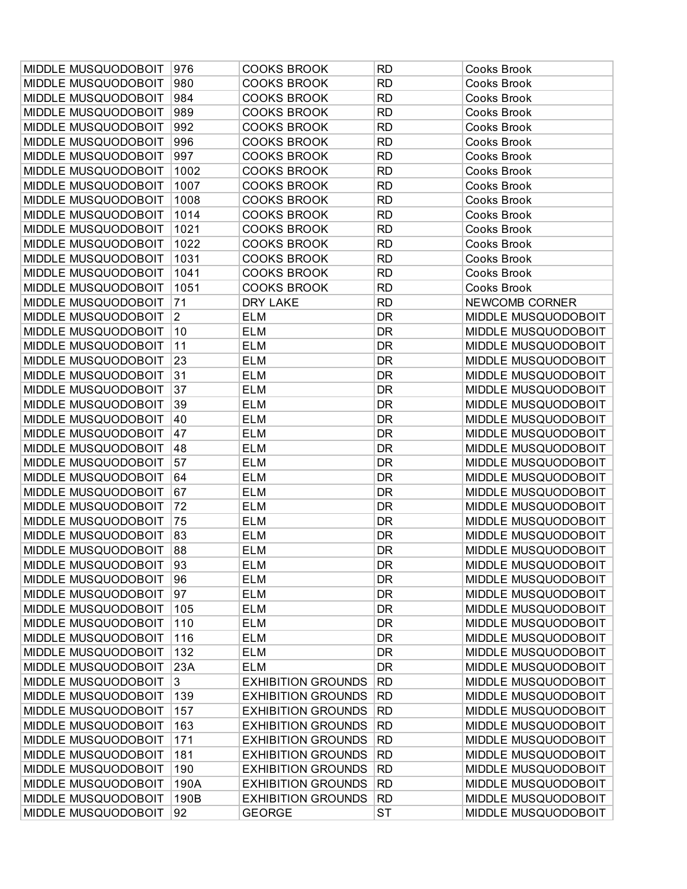| MIDDLE MUSQUODOBOIT | 976 | COOKS BROOK | RD | Cooks Brook |
|---|---|---|---|---|
| MIDDLE MUSQUODOBOIT | 980 | COOKS BROOK | RD | Cooks Brook |
| MIDDLE MUSQUODOBOIT | 984 | COOKS BROOK | RD | Cooks Brook |
| MIDDLE MUSQUODOBOIT | 989 | COOKS BROOK | RD | Cooks Brook |
| MIDDLE MUSQUODOBOIT | 992 | COOKS BROOK | RD | Cooks Brook |
| MIDDLE MUSQUODOBOIT | 996 | COOKS BROOK | RD | Cooks Brook |
| MIDDLE MUSQUODOBOIT | 997 | COOKS BROOK | RD | Cooks Brook |
| MIDDLE MUSQUODOBOIT | 1002 | COOKS BROOK | RD | Cooks Brook |
| MIDDLE MUSQUODOBOIT | 1007 | COOKS BROOK | RD | Cooks Brook |
| MIDDLE MUSQUODOBOIT | 1008 | COOKS BROOK | RD | Cooks Brook |
| MIDDLE MUSQUODOBOIT | 1014 | COOKS BROOK | RD | Cooks Brook |
| MIDDLE MUSQUODOBOIT | 1021 | COOKS BROOK | RD | Cooks Brook |
| MIDDLE MUSQUODOBOIT | 1022 | COOKS BROOK | RD | Cooks Brook |
| MIDDLE MUSQUODOBOIT | 1031 | COOKS BROOK | RD | Cooks Brook |
| MIDDLE MUSQUODOBOIT | 1041 | COOKS BROOK | RD | Cooks Brook |
| MIDDLE MUSQUODOBOIT | 1051 | COOKS BROOK | RD | Cooks Brook |
| MIDDLE MUSQUODOBOIT | 71 | DRY LAKE | RD | NEWCOMB CORNER |
| MIDDLE MUSQUODOBOIT | 2 | ELM | DR | MIDDLE MUSQUODOBOIT |
| MIDDLE MUSQUODOBOIT | 10 | ELM | DR | MIDDLE MUSQUODOBOIT |
| MIDDLE MUSQUODOBOIT | 11 | ELM | DR | MIDDLE MUSQUODOBOIT |
| MIDDLE MUSQUODOBOIT | 23 | ELM | DR | MIDDLE MUSQUODOBOIT |
| MIDDLE MUSQUODOBOIT | 31 | ELM | DR | MIDDLE MUSQUODOBOIT |
| MIDDLE MUSQUODOBOIT | 37 | ELM | DR | MIDDLE MUSQUODOBOIT |
| MIDDLE MUSQUODOBOIT | 39 | ELM | DR | MIDDLE MUSQUODOBOIT |
| MIDDLE MUSQUODOBOIT | 40 | ELM | DR | MIDDLE MUSQUODOBOIT |
| MIDDLE MUSQUODOBOIT | 47 | ELM | DR | MIDDLE MUSQUODOBOIT |
| MIDDLE MUSQUODOBOIT | 48 | ELM | DR | MIDDLE MUSQUODOBOIT |
| MIDDLE MUSQUODOBOIT | 57 | ELM | DR | MIDDLE MUSQUODOBOIT |
| MIDDLE MUSQUODOBOIT | 64 | ELM | DR | MIDDLE MUSQUODOBOIT |
| MIDDLE MUSQUODOBOIT | 67 | ELM | DR | MIDDLE MUSQUODOBOIT |
| MIDDLE MUSQUODOBOIT | 72 | ELM | DR | MIDDLE MUSQUODOBOIT |
| MIDDLE MUSQUODOBOIT | 75 | ELM | DR | MIDDLE MUSQUODOBOIT |
| MIDDLE MUSQUODOBOIT | 83 | ELM | DR | MIDDLE MUSQUODOBOIT |
| MIDDLE MUSQUODOBOIT | 88 | ELM | DR | MIDDLE MUSQUODOBOIT |
| MIDDLE MUSQUODOBOIT | 93 | ELM | DR | MIDDLE MUSQUODOBOIT |
| MIDDLE MUSQUODOBOIT | 96 | ELM | DR | MIDDLE MUSQUODOBOIT |
| MIDDLE MUSQUODOBOIT | 97 | ELM | DR | MIDDLE MUSQUODOBOIT |
| MIDDLE MUSQUODOBOIT | 105 | ELM | DR | MIDDLE MUSQUODOBOIT |
| MIDDLE MUSQUODOBOIT | 110 | ELM | DR | MIDDLE MUSQUODOBOIT |
| MIDDLE MUSQUODOBOIT | 116 | ELM | DR | MIDDLE MUSQUODOBOIT |
| MIDDLE MUSQUODOBOIT | 132 | ELM | DR | MIDDLE MUSQUODOBOIT |
| MIDDLE MUSQUODOBOIT | 23A | ELM | DR | MIDDLE MUSQUODOBOIT |
| MIDDLE MUSQUODOBOIT | 3 | EXHIBITION GROUNDS | RD | MIDDLE MUSQUODOBOIT |
| MIDDLE MUSQUODOBOIT | 139 | EXHIBITION GROUNDS | RD | MIDDLE MUSQUODOBOIT |
| MIDDLE MUSQUODOBOIT | 157 | EXHIBITION GROUNDS | RD | MIDDLE MUSQUODOBOIT |
| MIDDLE MUSQUODOBOIT | 163 | EXHIBITION GROUNDS | RD | MIDDLE MUSQUODOBOIT |
| MIDDLE MUSQUODOBOIT | 171 | EXHIBITION GROUNDS | RD | MIDDLE MUSQUODOBOIT |
| MIDDLE MUSQUODOBOIT | 181 | EXHIBITION GROUNDS | RD | MIDDLE MUSQUODOBOIT |
| MIDDLE MUSQUODOBOIT | 190 | EXHIBITION GROUNDS | RD | MIDDLE MUSQUODOBOIT |
| MIDDLE MUSQUODOBOIT | 190A | EXHIBITION GROUNDS | RD | MIDDLE MUSQUODOBOIT |
| MIDDLE MUSQUODOBOIT | 190B | EXHIBITION GROUNDS | RD | MIDDLE MUSQUODOBOIT |
| MIDDLE MUSQUODOBOIT | 92 | GEORGE | ST | MIDDLE MUSQUODOBOIT |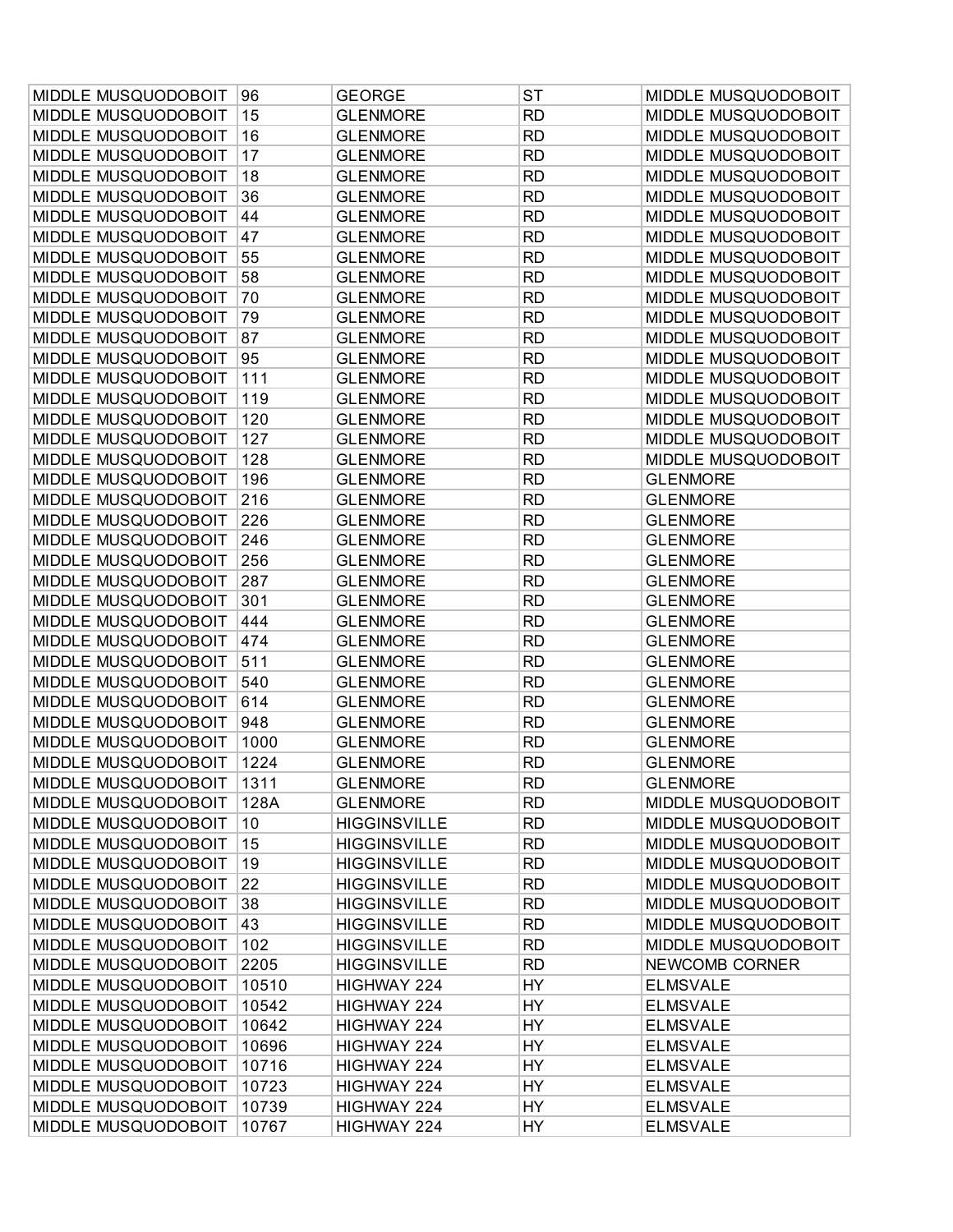| MIDDLE MUSQUODOBOIT | 96 | GEORGE | ST | MIDDLE MUSQUODOBOIT |
|---|---|---|---|---|
| MIDDLE MUSQUODOBOIT | 15 | GLENMORE | RD | MIDDLE MUSQUODOBOIT |
| MIDDLE MUSQUODOBOIT | 16 | GLENMORE | RD | MIDDLE MUSQUODOBOIT |
| MIDDLE MUSQUODOBOIT | 17 | GLENMORE | RD | MIDDLE MUSQUODOBOIT |
| MIDDLE MUSQUODOBOIT | 18 | GLENMORE | RD | MIDDLE MUSQUODOBOIT |
| MIDDLE MUSQUODOBOIT | 36 | GLENMORE | RD | MIDDLE MUSQUODOBOIT |
| MIDDLE MUSQUODOBOIT | 44 | GLENMORE | RD | MIDDLE MUSQUODOBOIT |
| MIDDLE MUSQUODOBOIT | 47 | GLENMORE | RD | MIDDLE MUSQUODOBOIT |
| MIDDLE MUSQUODOBOIT | 55 | GLENMORE | RD | MIDDLE MUSQUODOBOIT |
| MIDDLE MUSQUODOBOIT | 58 | GLENMORE | RD | MIDDLE MUSQUODOBOIT |
| MIDDLE MUSQUODOBOIT | 70 | GLENMORE | RD | MIDDLE MUSQUODOBOIT |
| MIDDLE MUSQUODOBOIT | 79 | GLENMORE | RD | MIDDLE MUSQUODOBOIT |
| MIDDLE MUSQUODOBOIT | 87 | GLENMORE | RD | MIDDLE MUSQUODOBOIT |
| MIDDLE MUSQUODOBOIT | 95 | GLENMORE | RD | MIDDLE MUSQUODOBOIT |
| MIDDLE MUSQUODOBOIT | 111 | GLENMORE | RD | MIDDLE MUSQUODOBOIT |
| MIDDLE MUSQUODOBOIT | 119 | GLENMORE | RD | MIDDLE MUSQUODOBOIT |
| MIDDLE MUSQUODOBOIT | 120 | GLENMORE | RD | MIDDLE MUSQUODOBOIT |
| MIDDLE MUSQUODOBOIT | 127 | GLENMORE | RD | MIDDLE MUSQUODOBOIT |
| MIDDLE MUSQUODOBOIT | 128 | GLENMORE | RD | MIDDLE MUSQUODOBOIT |
| MIDDLE MUSQUODOBOIT | 196 | GLENMORE | RD | GLENMORE |
| MIDDLE MUSQUODOBOIT | 216 | GLENMORE | RD | GLENMORE |
| MIDDLE MUSQUODOBOIT | 226 | GLENMORE | RD | GLENMORE |
| MIDDLE MUSQUODOBOIT | 246 | GLENMORE | RD | GLENMORE |
| MIDDLE MUSQUODOBOIT | 256 | GLENMORE | RD | GLENMORE |
| MIDDLE MUSQUODOBOIT | 287 | GLENMORE | RD | GLENMORE |
| MIDDLE MUSQUODOBOIT | 301 | GLENMORE | RD | GLENMORE |
| MIDDLE MUSQUODOBOIT | 444 | GLENMORE | RD | GLENMORE |
| MIDDLE MUSQUODOBOIT | 474 | GLENMORE | RD | GLENMORE |
| MIDDLE MUSQUODOBOIT | 511 | GLENMORE | RD | GLENMORE |
| MIDDLE MUSQUODOBOIT | 540 | GLENMORE | RD | GLENMORE |
| MIDDLE MUSQUODOBOIT | 614 | GLENMORE | RD | GLENMORE |
| MIDDLE MUSQUODOBOIT | 948 | GLENMORE | RD | GLENMORE |
| MIDDLE MUSQUODOBOIT | 1000 | GLENMORE | RD | GLENMORE |
| MIDDLE MUSQUODOBOIT | 1224 | GLENMORE | RD | GLENMORE |
| MIDDLE MUSQUODOBOIT | 1311 | GLENMORE | RD | GLENMORE |
| MIDDLE MUSQUODOBOIT | 128A | GLENMORE | RD | MIDDLE MUSQUODOBOIT |
| MIDDLE MUSQUODOBOIT | 10 | HIGGINSVILLE | RD | MIDDLE MUSQUODOBOIT |
| MIDDLE MUSQUODOBOIT | 15 | HIGGINSVILLE | RD | MIDDLE MUSQUODOBOIT |
| MIDDLE MUSQUODOBOIT | 19 | HIGGINSVILLE | RD | MIDDLE MUSQUODOBOIT |
| MIDDLE MUSQUODOBOIT | 22 | HIGGINSVILLE | RD | MIDDLE MUSQUODOBOIT |
| MIDDLE MUSQUODOBOIT | 38 | HIGGINSVILLE | RD | MIDDLE MUSQUODOBOIT |
| MIDDLE MUSQUODOBOIT | 43 | HIGGINSVILLE | RD | MIDDLE MUSQUODOBOIT |
| MIDDLE MUSQUODOBOIT | 102 | HIGGINSVILLE | RD | MIDDLE MUSQUODOBOIT |
| MIDDLE MUSQUODOBOIT | 2205 | HIGGINSVILLE | RD | NEWCOMB CORNER |
| MIDDLE MUSQUODOBOIT | 10510 | HIGHWAY 224 | HY | ELMSVALE |
| MIDDLE MUSQUODOBOIT | 10542 | HIGHWAY 224 | HY | ELMSVALE |
| MIDDLE MUSQUODOBOIT | 10642 | HIGHWAY 224 | HY | ELMSVALE |
| MIDDLE MUSQUODOBOIT | 10696 | HIGHWAY 224 | HY | ELMSVALE |
| MIDDLE MUSQUODOBOIT | 10716 | HIGHWAY 224 | HY | ELMSVALE |
| MIDDLE MUSQUODOBOIT | 10723 | HIGHWAY 224 | HY | ELMSVALE |
| MIDDLE MUSQUODOBOIT | 10739 | HIGHWAY 224 | HY | ELMSVALE |
| MIDDLE MUSQUODOBOIT | 10767 | HIGHWAY 224 | HY | ELMSVALE |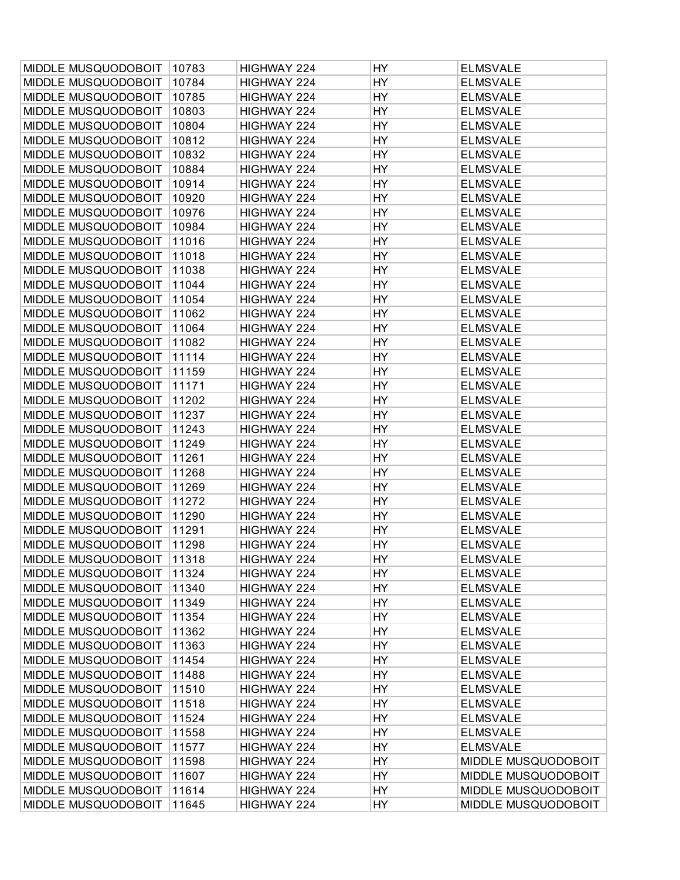| MIDDLE MUSQUODOBOIT | 10783 | HIGHWAY 224 | HY | ELMSVALE |
|---|---|---|---|---|
| MIDDLE MUSQUODOBOIT | 10784 | HIGHWAY 224 | HY | ELMSVALE |
| MIDDLE MUSQUODOBOIT | 10785 | HIGHWAY 224 | HY | ELMSVALE |
| MIDDLE MUSQUODOBOIT | 10803 | HIGHWAY 224 | HY | ELMSVALE |
| MIDDLE MUSQUODOBOIT | 10804 | HIGHWAY 224 | HY | ELMSVALE |
| MIDDLE MUSQUODOBOIT | 10812 | HIGHWAY 224 | HY | ELMSVALE |
| MIDDLE MUSQUODOBOIT | 10832 | HIGHWAY 224 | HY | ELMSVALE |
| MIDDLE MUSQUODOBOIT | 10884 | HIGHWAY 224 | HY | ELMSVALE |
| MIDDLE MUSQUODOBOIT | 10914 | HIGHWAY 224 | HY | ELMSVALE |
| MIDDLE MUSQUODOBOIT | 10920 | HIGHWAY 224 | HY | ELMSVALE |
| MIDDLE MUSQUODOBOIT | 10976 | HIGHWAY 224 | HY | ELMSVALE |
| MIDDLE MUSQUODOBOIT | 10984 | HIGHWAY 224 | HY | ELMSVALE |
| MIDDLE MUSQUODOBOIT | 11016 | HIGHWAY 224 | HY | ELMSVALE |
| MIDDLE MUSQUODOBOIT | 11018 | HIGHWAY 224 | HY | ELMSVALE |
| MIDDLE MUSQUODOBOIT | 11038 | HIGHWAY 224 | HY | ELMSVALE |
| MIDDLE MUSQUODOBOIT | 11044 | HIGHWAY 224 | HY | ELMSVALE |
| MIDDLE MUSQUODOBOIT | 11054 | HIGHWAY 224 | HY | ELMSVALE |
| MIDDLE MUSQUODOBOIT | 11062 | HIGHWAY 224 | HY | ELMSVALE |
| MIDDLE MUSQUODOBOIT | 11064 | HIGHWAY 224 | HY | ELMSVALE |
| MIDDLE MUSQUODOBOIT | 11082 | HIGHWAY 224 | HY | ELMSVALE |
| MIDDLE MUSQUODOBOIT | 11114 | HIGHWAY 224 | HY | ELMSVALE |
| MIDDLE MUSQUODOBOIT | 11159 | HIGHWAY 224 | HY | ELMSVALE |
| MIDDLE MUSQUODOBOIT | 11171 | HIGHWAY 224 | HY | ELMSVALE |
| MIDDLE MUSQUODOBOIT | 11202 | HIGHWAY 224 | HY | ELMSVALE |
| MIDDLE MUSQUODOBOIT | 11237 | HIGHWAY 224 | HY | ELMSVALE |
| MIDDLE MUSQUODOBOIT | 11243 | HIGHWAY 224 | HY | ELMSVALE |
| MIDDLE MUSQUODOBOIT | 11249 | HIGHWAY 224 | HY | ELMSVALE |
| MIDDLE MUSQUODOBOIT | 11261 | HIGHWAY 224 | HY | ELMSVALE |
| MIDDLE MUSQUODOBOIT | 11268 | HIGHWAY 224 | HY | ELMSVALE |
| MIDDLE MUSQUODOBOIT | 11269 | HIGHWAY 224 | HY | ELMSVALE |
| MIDDLE MUSQUODOBOIT | 11272 | HIGHWAY 224 | HY | ELMSVALE |
| MIDDLE MUSQUODOBOIT | 11290 | HIGHWAY 224 | HY | ELMSVALE |
| MIDDLE MUSQUODOBOIT | 11291 | HIGHWAY 224 | HY | ELMSVALE |
| MIDDLE MUSQUODOBOIT | 11298 | HIGHWAY 224 | HY | ELMSVALE |
| MIDDLE MUSQUODOBOIT | 11318 | HIGHWAY 224 | HY | ELMSVALE |
| MIDDLE MUSQUODOBOIT | 11324 | HIGHWAY 224 | HY | ELMSVALE |
| MIDDLE MUSQUODOBOIT | 11340 | HIGHWAY 224 | HY | ELMSVALE |
| MIDDLE MUSQUODOBOIT | 11349 | HIGHWAY 224 | HY | ELMSVALE |
| MIDDLE MUSQUODOBOIT | 11354 | HIGHWAY 224 | HY | ELMSVALE |
| MIDDLE MUSQUODOBOIT | 11362 | HIGHWAY 224 | HY | ELMSVALE |
| MIDDLE MUSQUODOBOIT | 11363 | HIGHWAY 224 | HY | ELMSVALE |
| MIDDLE MUSQUODOBOIT | 11454 | HIGHWAY 224 | HY | ELMSVALE |
| MIDDLE MUSQUODOBOIT | 11488 | HIGHWAY 224 | HY | ELMSVALE |
| MIDDLE MUSQUODOBOIT | 11510 | HIGHWAY 224 | HY | ELMSVALE |
| MIDDLE MUSQUODOBOIT | 11518 | HIGHWAY 224 | HY | ELMSVALE |
| MIDDLE MUSQUODOBOIT | 11524 | HIGHWAY 224 | HY | ELMSVALE |
| MIDDLE MUSQUODOBOIT | 11558 | HIGHWAY 224 | HY | ELMSVALE |
| MIDDLE MUSQUODOBOIT | 11577 | HIGHWAY 224 | HY | ELMSVALE |
| MIDDLE MUSQUODOBOIT | 11598 | HIGHWAY 224 | HY | MIDDLE MUSQUODOBOIT |
| MIDDLE MUSQUODOBOIT | 11607 | HIGHWAY 224 | HY | MIDDLE MUSQUODOBOIT |
| MIDDLE MUSQUODOBOIT | 11614 | HIGHWAY 224 | HY | MIDDLE MUSQUODOBOIT |
| MIDDLE MUSQUODOBOIT | 11645 | HIGHWAY 224 | HY | MIDDLE MUSQUODOBOIT |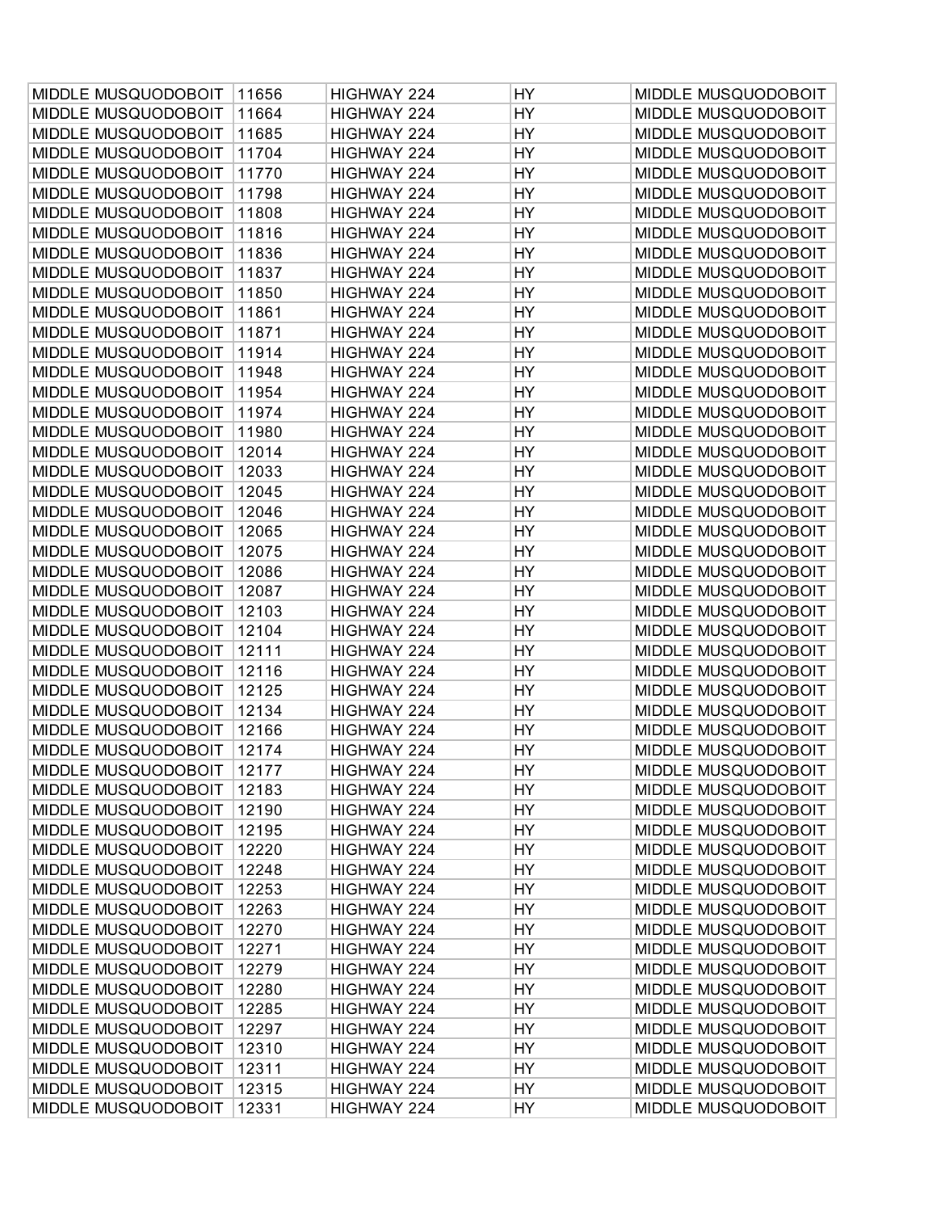| MIDDLE MUSQUODOBOIT | 11656 | HIGHWAY 224 | HY | MIDDLE MUSQUODOBOIT |
|---|---|---|---|---|
| MIDDLE MUSQUODOBOIT | 11664 | HIGHWAY 224 | HY | MIDDLE MUSQUODOBOIT |
| MIDDLE MUSQUODOBOIT | 11685 | HIGHWAY 224 | HY | MIDDLE MUSQUODOBOIT |
| MIDDLE MUSQUODOBOIT | 11704 | HIGHWAY 224 | HY | MIDDLE MUSQUODOBOIT |
| MIDDLE MUSQUODOBOIT | 11770 | HIGHWAY 224 | HY | MIDDLE MUSQUODOBOIT |
| MIDDLE MUSQUODOBOIT | 11798 | HIGHWAY 224 | HY | MIDDLE MUSQUODOBOIT |
| MIDDLE MUSQUODOBOIT | 11808 | HIGHWAY 224 | HY | MIDDLE MUSQUODOBOIT |
| MIDDLE MUSQUODOBOIT | 11816 | HIGHWAY 224 | HY | MIDDLE MUSQUODOBOIT |
| MIDDLE MUSQUODOBOIT | 11836 | HIGHWAY 224 | HY | MIDDLE MUSQUODOBOIT |
| MIDDLE MUSQUODOBOIT | 11837 | HIGHWAY 224 | HY | MIDDLE MUSQUODOBOIT |
| MIDDLE MUSQUODOBOIT | 11850 | HIGHWAY 224 | HY | MIDDLE MUSQUODOBOIT |
| MIDDLE MUSQUODOBOIT | 11861 | HIGHWAY 224 | HY | MIDDLE MUSQUODOBOIT |
| MIDDLE MUSQUODOBOIT | 11871 | HIGHWAY 224 | HY | MIDDLE MUSQUODOBOIT |
| MIDDLE MUSQUODOBOIT | 11914 | HIGHWAY 224 | HY | MIDDLE MUSQUODOBOIT |
| MIDDLE MUSQUODOBOIT | 11948 | HIGHWAY 224 | HY | MIDDLE MUSQUODOBOIT |
| MIDDLE MUSQUODOBOIT | 11954 | HIGHWAY 224 | HY | MIDDLE MUSQUODOBOIT |
| MIDDLE MUSQUODOBOIT | 11974 | HIGHWAY 224 | HY | MIDDLE MUSQUODOBOIT |
| MIDDLE MUSQUODOBOIT | 11980 | HIGHWAY 224 | HY | MIDDLE MUSQUODOBOIT |
| MIDDLE MUSQUODOBOIT | 12014 | HIGHWAY 224 | HY | MIDDLE MUSQUODOBOIT |
| MIDDLE MUSQUODOBOIT | 12033 | HIGHWAY 224 | HY | MIDDLE MUSQUODOBOIT |
| MIDDLE MUSQUODOBOIT | 12045 | HIGHWAY 224 | HY | MIDDLE MUSQUODOBOIT |
| MIDDLE MUSQUODOBOIT | 12046 | HIGHWAY 224 | HY | MIDDLE MUSQUODOBOIT |
| MIDDLE MUSQUODOBOIT | 12065 | HIGHWAY 224 | HY | MIDDLE MUSQUODOBOIT |
| MIDDLE MUSQUODOBOIT | 12075 | HIGHWAY 224 | HY | MIDDLE MUSQUODOBOIT |
| MIDDLE MUSQUODOBOIT | 12086 | HIGHWAY 224 | HY | MIDDLE MUSQUODOBOIT |
| MIDDLE MUSQUODOBOIT | 12087 | HIGHWAY 224 | HY | MIDDLE MUSQUODOBOIT |
| MIDDLE MUSQUODOBOIT | 12103 | HIGHWAY 224 | HY | MIDDLE MUSQUODOBOIT |
| MIDDLE MUSQUODOBOIT | 12104 | HIGHWAY 224 | HY | MIDDLE MUSQUODOBOIT |
| MIDDLE MUSQUODOBOIT | 12111 | HIGHWAY 224 | HY | MIDDLE MUSQUODOBOIT |
| MIDDLE MUSQUODOBOIT | 12116 | HIGHWAY 224 | HY | MIDDLE MUSQUODOBOIT |
| MIDDLE MUSQUODOBOIT | 12125 | HIGHWAY 224 | HY | MIDDLE MUSQUODOBOIT |
| MIDDLE MUSQUODOBOIT | 12134 | HIGHWAY 224 | HY | MIDDLE MUSQUODOBOIT |
| MIDDLE MUSQUODOBOIT | 12166 | HIGHWAY 224 | HY | MIDDLE MUSQUODOBOIT |
| MIDDLE MUSQUODOBOIT | 12174 | HIGHWAY 224 | HY | MIDDLE MUSQUODOBOIT |
| MIDDLE MUSQUODOBOIT | 12177 | HIGHWAY 224 | HY | MIDDLE MUSQUODOBOIT |
| MIDDLE MUSQUODOBOIT | 12183 | HIGHWAY 224 | HY | MIDDLE MUSQUODOBOIT |
| MIDDLE MUSQUODOBOIT | 12190 | HIGHWAY 224 | HY | MIDDLE MUSQUODOBOIT |
| MIDDLE MUSQUODOBOIT | 12195 | HIGHWAY 224 | HY | MIDDLE MUSQUODOBOIT |
| MIDDLE MUSQUODOBOIT | 12220 | HIGHWAY 224 | HY | MIDDLE MUSQUODOBOIT |
| MIDDLE MUSQUODOBOIT | 12248 | HIGHWAY 224 | HY | MIDDLE MUSQUODOBOIT |
| MIDDLE MUSQUODOBOIT | 12253 | HIGHWAY 224 | HY | MIDDLE MUSQUODOBOIT |
| MIDDLE MUSQUODOBOIT | 12263 | HIGHWAY 224 | HY | MIDDLE MUSQUODOBOIT |
| MIDDLE MUSQUODOBOIT | 12270 | HIGHWAY 224 | HY | MIDDLE MUSQUODOBOIT |
| MIDDLE MUSQUODOBOIT | 12271 | HIGHWAY 224 | HY | MIDDLE MUSQUODOBOIT |
| MIDDLE MUSQUODOBOIT | 12279 | HIGHWAY 224 | HY | MIDDLE MUSQUODOBOIT |
| MIDDLE MUSQUODOBOIT | 12280 | HIGHWAY 224 | HY | MIDDLE MUSQUODOBOIT |
| MIDDLE MUSQUODOBOIT | 12285 | HIGHWAY 224 | HY | MIDDLE MUSQUODOBOIT |
| MIDDLE MUSQUODOBOIT | 12297 | HIGHWAY 224 | HY | MIDDLE MUSQUODOBOIT |
| MIDDLE MUSQUODOBOIT | 12310 | HIGHWAY 224 | HY | MIDDLE MUSQUODOBOIT |
| MIDDLE MUSQUODOBOIT | 12311 | HIGHWAY 224 | HY | MIDDLE MUSQUODOBOIT |
| MIDDLE MUSQUODOBOIT | 12315 | HIGHWAY 224 | HY | MIDDLE MUSQUODOBOIT |
| MIDDLE MUSQUODOBOIT | 12331 | HIGHWAY 224 | HY | MIDDLE MUSQUODOBOIT |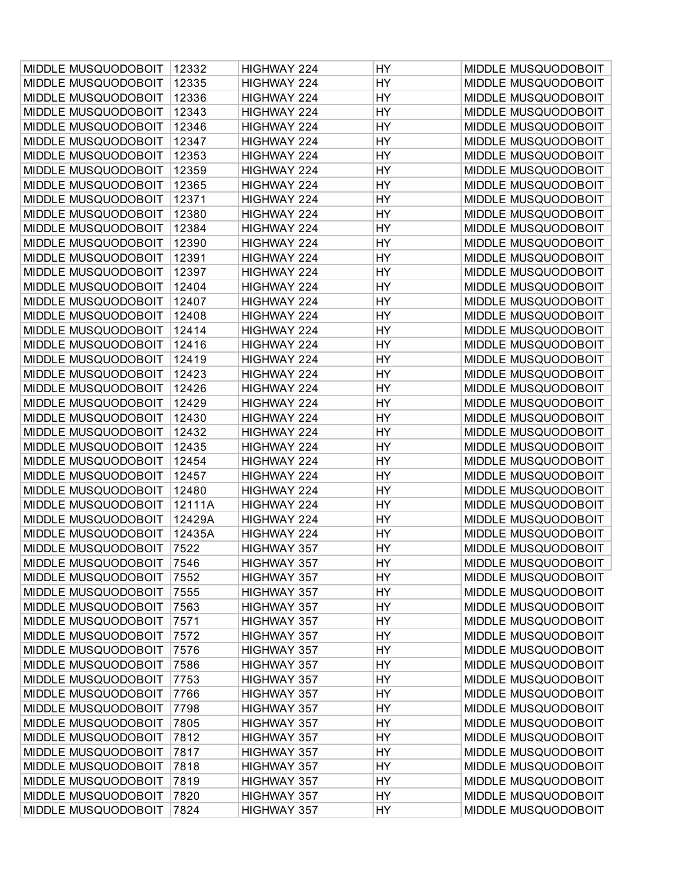| | | | | |
|---|---|---|---|---|
| MIDDLE MUSQUODOBOIT | 12332 | HIGHWAY 224 | HY | MIDDLE MUSQUODOBOIT |
| MIDDLE MUSQUODOBOIT | 12335 | HIGHWAY 224 | HY | MIDDLE MUSQUODOBOIT |
| MIDDLE MUSQUODOBOIT | 12336 | HIGHWAY 224 | HY | MIDDLE MUSQUODOBOIT |
| MIDDLE MUSQUODOBOIT | 12343 | HIGHWAY 224 | HY | MIDDLE MUSQUODOBOIT |
| MIDDLE MUSQUODOBOIT | 12346 | HIGHWAY 224 | HY | MIDDLE MUSQUODOBOIT |
| MIDDLE MUSQUODOBOIT | 12347 | HIGHWAY 224 | HY | MIDDLE MUSQUODOBOIT |
| MIDDLE MUSQUODOBOIT | 12353 | HIGHWAY 224 | HY | MIDDLE MUSQUODOBOIT |
| MIDDLE MUSQUODOBOIT | 12359 | HIGHWAY 224 | HY | MIDDLE MUSQUODOBOIT |
| MIDDLE MUSQUODOBOIT | 12365 | HIGHWAY 224 | HY | MIDDLE MUSQUODOBOIT |
| MIDDLE MUSQUODOBOIT | 12371 | HIGHWAY 224 | HY | MIDDLE MUSQUODOBOIT |
| MIDDLE MUSQUODOBOIT | 12380 | HIGHWAY 224 | HY | MIDDLE MUSQUODOBOIT |
| MIDDLE MUSQUODOBOIT | 12384 | HIGHWAY 224 | HY | MIDDLE MUSQUODOBOIT |
| MIDDLE MUSQUODOBOIT | 12390 | HIGHWAY 224 | HY | MIDDLE MUSQUODOBOIT |
| MIDDLE MUSQUODOBOIT | 12391 | HIGHWAY 224 | HY | MIDDLE MUSQUODOBOIT |
| MIDDLE MUSQUODOBOIT | 12397 | HIGHWAY 224 | HY | MIDDLE MUSQUODOBOIT |
| MIDDLE MUSQUODOBOIT | 12404 | HIGHWAY 224 | HY | MIDDLE MUSQUODOBOIT |
| MIDDLE MUSQUODOBOIT | 12407 | HIGHWAY 224 | HY | MIDDLE MUSQUODOBOIT |
| MIDDLE MUSQUODOBOIT | 12408 | HIGHWAY 224 | HY | MIDDLE MUSQUODOBOIT |
| MIDDLE MUSQUODOBOIT | 12414 | HIGHWAY 224 | HY | MIDDLE MUSQUODOBOIT |
| MIDDLE MUSQUODOBOIT | 12416 | HIGHWAY 224 | HY | MIDDLE MUSQUODOBOIT |
| MIDDLE MUSQUODOBOIT | 12419 | HIGHWAY 224 | HY | MIDDLE MUSQUODOBOIT |
| MIDDLE MUSQUODOBOIT | 12423 | HIGHWAY 224 | HY | MIDDLE MUSQUODOBOIT |
| MIDDLE MUSQUODOBOIT | 12426 | HIGHWAY 224 | HY | MIDDLE MUSQUODOBOIT |
| MIDDLE MUSQUODOBOIT | 12429 | HIGHWAY 224 | HY | MIDDLE MUSQUODOBOIT |
| MIDDLE MUSQUODOBOIT | 12430 | HIGHWAY 224 | HY | MIDDLE MUSQUODOBOIT |
| MIDDLE MUSQUODOBOIT | 12432 | HIGHWAY 224 | HY | MIDDLE MUSQUODOBOIT |
| MIDDLE MUSQUODOBOIT | 12435 | HIGHWAY 224 | HY | MIDDLE MUSQUODOBOIT |
| MIDDLE MUSQUODOBOIT | 12454 | HIGHWAY 224 | HY | MIDDLE MUSQUODOBOIT |
| MIDDLE MUSQUODOBOIT | 12457 | HIGHWAY 224 | HY | MIDDLE MUSQUODOBOIT |
| MIDDLE MUSQUODOBOIT | 12480 | HIGHWAY 224 | HY | MIDDLE MUSQUODOBOIT |
| MIDDLE MUSQUODOBOIT | 12111A | HIGHWAY 224 | HY | MIDDLE MUSQUODOBOIT |
| MIDDLE MUSQUODOBOIT | 12429A | HIGHWAY 224 | HY | MIDDLE MUSQUODOBOIT |
| MIDDLE MUSQUODOBOIT | 12435A | HIGHWAY 224 | HY | MIDDLE MUSQUODOBOIT |
| MIDDLE MUSQUODOBOIT | 7522 | HIGHWAY 357 | HY | MIDDLE MUSQUODOBOIT |
| MIDDLE MUSQUODOBOIT | 7546 | HIGHWAY 357 | HY | MIDDLE MUSQUODOBOIT |
| MIDDLE MUSQUODOBOIT | 7552 | HIGHWAY 357 | HY | MIDDLE MUSQUODOBOIT |
| MIDDLE MUSQUODOBOIT | 7555 | HIGHWAY 357 | HY | MIDDLE MUSQUODOBOIT |
| MIDDLE MUSQUODOBOIT | 7563 | HIGHWAY 357 | HY | MIDDLE MUSQUODOBOIT |
| MIDDLE MUSQUODOBOIT | 7571 | HIGHWAY 357 | HY | MIDDLE MUSQUODOBOIT |
| MIDDLE MUSQUODOBOIT | 7572 | HIGHWAY 357 | HY | MIDDLE MUSQUODOBOIT |
| MIDDLE MUSQUODOBOIT | 7576 | HIGHWAY 357 | HY | MIDDLE MUSQUODOBOIT |
| MIDDLE MUSQUODOBOIT | 7586 | HIGHWAY 357 | HY | MIDDLE MUSQUODOBOIT |
| MIDDLE MUSQUODOBOIT | 7753 | HIGHWAY 357 | HY | MIDDLE MUSQUODOBOIT |
| MIDDLE MUSQUODOBOIT | 7766 | HIGHWAY 357 | HY | MIDDLE MUSQUODOBOIT |
| MIDDLE MUSQUODOBOIT | 7798 | HIGHWAY 357 | HY | MIDDLE MUSQUODOBOIT |
| MIDDLE MUSQUODOBOIT | 7805 | HIGHWAY 357 | HY | MIDDLE MUSQUODOBOIT |
| MIDDLE MUSQUODOBOIT | 7812 | HIGHWAY 357 | HY | MIDDLE MUSQUODOBOIT |
| MIDDLE MUSQUODOBOIT | 7817 | HIGHWAY 357 | HY | MIDDLE MUSQUODOBOIT |
| MIDDLE MUSQUODOBOIT | 7818 | HIGHWAY 357 | HY | MIDDLE MUSQUODOBOIT |
| MIDDLE MUSQUODOBOIT | 7819 | HIGHWAY 357 | HY | MIDDLE MUSQUODOBOIT |
| MIDDLE MUSQUODOBOIT | 7820 | HIGHWAY 357 | HY | MIDDLE MUSQUODOBOIT |
| MIDDLE MUSQUODOBOIT | 7824 | HIGHWAY 357 | HY | MIDDLE MUSQUODOBOIT |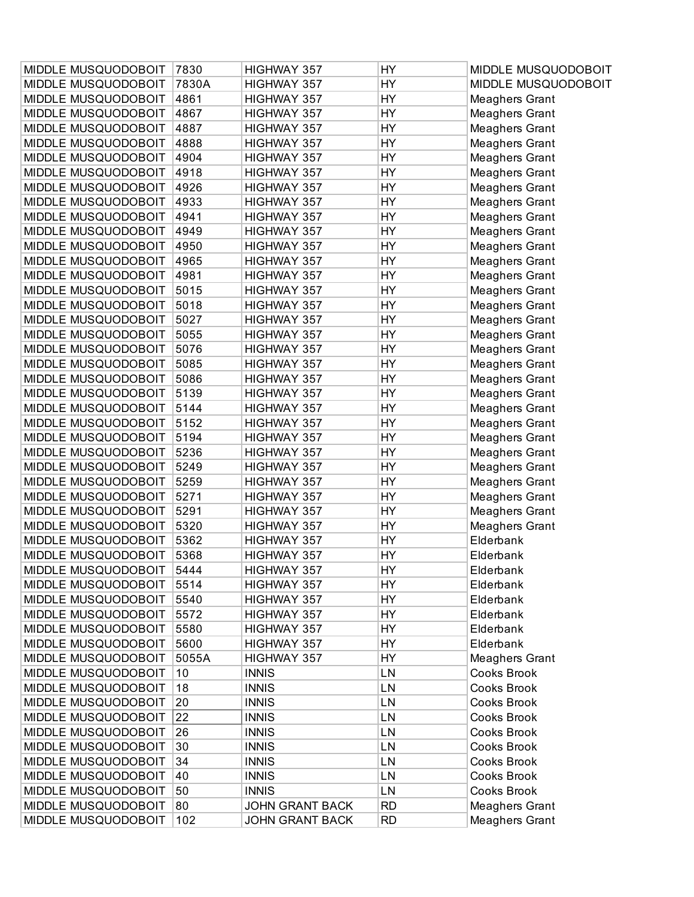| MIDDLE MUSQUODOBOIT | 7830 | HIGHWAY 357 | HY | MIDDLE MUSQUODOBOIT |
|---|---|---|---|---|
| MIDDLE MUSQUODOBOIT | 7830A | HIGHWAY 357 | HY | MIDDLE MUSQUODOBOIT |
| MIDDLE MUSQUODOBOIT | 4861 | HIGHWAY 357 | HY | Meaghers Grant |
| MIDDLE MUSQUODOBOIT | 4867 | HIGHWAY 357 | HY | Meaghers Grant |
| MIDDLE MUSQUODOBOIT | 4887 | HIGHWAY 357 | HY | Meaghers Grant |
| MIDDLE MUSQUODOBOIT | 4888 | HIGHWAY 357 | HY | Meaghers Grant |
| MIDDLE MUSQUODOBOIT | 4904 | HIGHWAY 357 | HY | Meaghers Grant |
| MIDDLE MUSQUODOBOIT | 4918 | HIGHWAY 357 | HY | Meaghers Grant |
| MIDDLE MUSQUODOBOIT | 4926 | HIGHWAY 357 | HY | Meaghers Grant |
| MIDDLE MUSQUODOBOIT | 4933 | HIGHWAY 357 | HY | Meaghers Grant |
| MIDDLE MUSQUODOBOIT | 4941 | HIGHWAY 357 | HY | Meaghers Grant |
| MIDDLE MUSQUODOBOIT | 4949 | HIGHWAY 357 | HY | Meaghers Grant |
| MIDDLE MUSQUODOBOIT | 4950 | HIGHWAY 357 | HY | Meaghers Grant |
| MIDDLE MUSQUODOBOIT | 4965 | HIGHWAY 357 | HY | Meaghers Grant |
| MIDDLE MUSQUODOBOIT | 4981 | HIGHWAY 357 | HY | Meaghers Grant |
| MIDDLE MUSQUODOBOIT | 5015 | HIGHWAY 357 | HY | Meaghers Grant |
| MIDDLE MUSQUODOBOIT | 5018 | HIGHWAY 357 | HY | Meaghers Grant |
| MIDDLE MUSQUODOBOIT | 5027 | HIGHWAY 357 | HY | Meaghers Grant |
| MIDDLE MUSQUODOBOIT | 5055 | HIGHWAY 357 | HY | Meaghers Grant |
| MIDDLE MUSQUODOBOIT | 5076 | HIGHWAY 357 | HY | Meaghers Grant |
| MIDDLE MUSQUODOBOIT | 5085 | HIGHWAY 357 | HY | Meaghers Grant |
| MIDDLE MUSQUODOBOIT | 5086 | HIGHWAY 357 | HY | Meaghers Grant |
| MIDDLE MUSQUODOBOIT | 5139 | HIGHWAY 357 | HY | Meaghers Grant |
| MIDDLE MUSQUODOBOIT | 5144 | HIGHWAY 357 | HY | Meaghers Grant |
| MIDDLE MUSQUODOBOIT | 5152 | HIGHWAY 357 | HY | Meaghers Grant |
| MIDDLE MUSQUODOBOIT | 5194 | HIGHWAY 357 | HY | Meaghers Grant |
| MIDDLE MUSQUODOBOIT | 5236 | HIGHWAY 357 | HY | Meaghers Grant |
| MIDDLE MUSQUODOBOIT | 5249 | HIGHWAY 357 | HY | Meaghers Grant |
| MIDDLE MUSQUODOBOIT | 5259 | HIGHWAY 357 | HY | Meaghers Grant |
| MIDDLE MUSQUODOBOIT | 5271 | HIGHWAY 357 | HY | Meaghers Grant |
| MIDDLE MUSQUODOBOIT | 5291 | HIGHWAY 357 | HY | Meaghers Grant |
| MIDDLE MUSQUODOBOIT | 5320 | HIGHWAY 357 | HY | Meaghers Grant |
| MIDDLE MUSQUODOBOIT | 5362 | HIGHWAY 357 | HY | Elderbank |
| MIDDLE MUSQUODOBOIT | 5368 | HIGHWAY 357 | HY | Elderbank |
| MIDDLE MUSQUODOBOIT | 5444 | HIGHWAY 357 | HY | Elderbank |
| MIDDLE MUSQUODOBOIT | 5514 | HIGHWAY 357 | HY | Elderbank |
| MIDDLE MUSQUODOBOIT | 5540 | HIGHWAY 357 | HY | Elderbank |
| MIDDLE MUSQUODOBOIT | 5572 | HIGHWAY 357 | HY | Elderbank |
| MIDDLE MUSQUODOBOIT | 5580 | HIGHWAY 357 | HY | Elderbank |
| MIDDLE MUSQUODOBOIT | 5600 | HIGHWAY 357 | HY | Elderbank |
| MIDDLE MUSQUODOBOIT | 5055A | HIGHWAY 357 | HY | Meaghers Grant |
| MIDDLE MUSQUODOBOIT | 10 | INNIS | LN | Cooks Brook |
| MIDDLE MUSQUODOBOIT | 18 | INNIS | LN | Cooks Brook |
| MIDDLE MUSQUODOBOIT | 20 | INNIS | LN | Cooks Brook |
| MIDDLE MUSQUODOBOIT | 22 | INNIS | LN | Cooks Brook |
| MIDDLE MUSQUODOBOIT | 26 | INNIS | LN | Cooks Brook |
| MIDDLE MUSQUODOBOIT | 30 | INNIS | LN | Cooks Brook |
| MIDDLE MUSQUODOBOIT | 34 | INNIS | LN | Cooks Brook |
| MIDDLE MUSQUODOBOIT | 40 | INNIS | LN | Cooks Brook |
| MIDDLE MUSQUODOBOIT | 50 | INNIS | LN | Cooks Brook |
| MIDDLE MUSQUODOBOIT | 80 | JOHN GRANT BACK | RD | Meaghers Grant |
| MIDDLE MUSQUODOBOIT | 102 | JOHN GRANT BACK | RD | Meaghers Grant |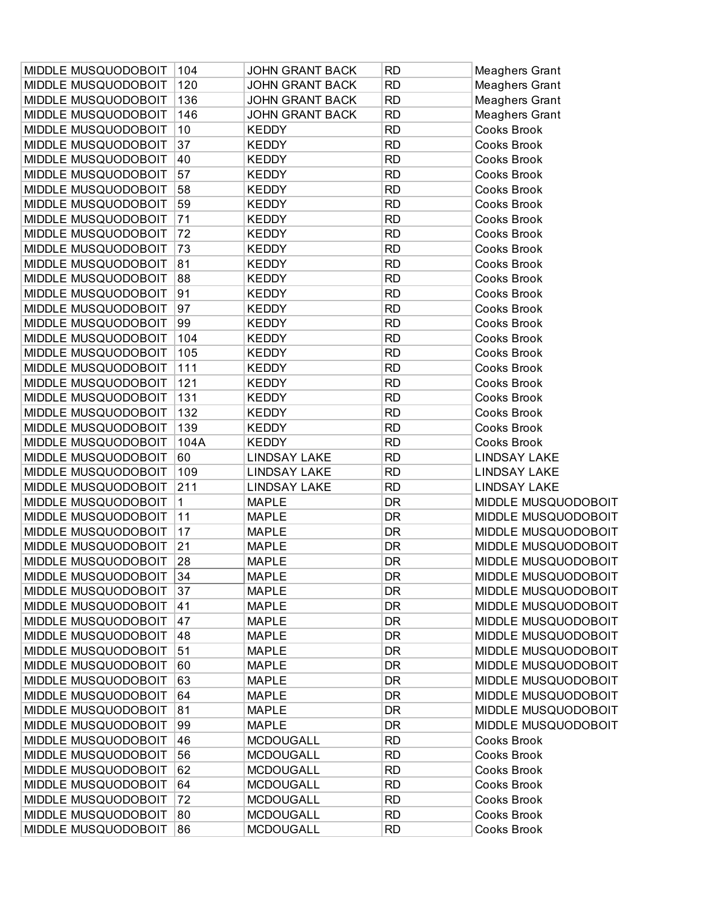| MIDDLE MUSQUODOBOIT | 104 | JOHN GRANT BACK | RD | Meaghers Grant |
|---|---|---|---|---|
| MIDDLE MUSQUODOBOIT | 120 | JOHN GRANT BACK | RD | Meaghers Grant |
| MIDDLE MUSQUODOBOIT | 136 | JOHN GRANT BACK | RD | Meaghers Grant |
| MIDDLE MUSQUODOBOIT | 146 | JOHN GRANT BACK | RD | Meaghers Grant |
| MIDDLE MUSQUODOBOIT | 10 | KEDDY | RD | Cooks Brook |
| MIDDLE MUSQUODOBOIT | 37 | KEDDY | RD | Cooks Brook |
| MIDDLE MUSQUODOBOIT | 40 | KEDDY | RD | Cooks Brook |
| MIDDLE MUSQUODOBOIT | 57 | KEDDY | RD | Cooks Brook |
| MIDDLE MUSQUODOBOIT | 58 | KEDDY | RD | Cooks Brook |
| MIDDLE MUSQUODOBOIT | 59 | KEDDY | RD | Cooks Brook |
| MIDDLE MUSQUODOBOIT | 71 | KEDDY | RD | Cooks Brook |
| MIDDLE MUSQUODOBOIT | 72 | KEDDY | RD | Cooks Brook |
| MIDDLE MUSQUODOBOIT | 73 | KEDDY | RD | Cooks Brook |
| MIDDLE MUSQUODOBOIT | 81 | KEDDY | RD | Cooks Brook |
| MIDDLE MUSQUODOBOIT | 88 | KEDDY | RD | Cooks Brook |
| MIDDLE MUSQUODOBOIT | 91 | KEDDY | RD | Cooks Brook |
| MIDDLE MUSQUODOBOIT | 97 | KEDDY | RD | Cooks Brook |
| MIDDLE MUSQUODOBOIT | 99 | KEDDY | RD | Cooks Brook |
| MIDDLE MUSQUODOBOIT | 104 | KEDDY | RD | Cooks Brook |
| MIDDLE MUSQUODOBOIT | 105 | KEDDY | RD | Cooks Brook |
| MIDDLE MUSQUODOBOIT | 111 | KEDDY | RD | Cooks Brook |
| MIDDLE MUSQUODOBOIT | 121 | KEDDY | RD | Cooks Brook |
| MIDDLE MUSQUODOBOIT | 131 | KEDDY | RD | Cooks Brook |
| MIDDLE MUSQUODOBOIT | 132 | KEDDY | RD | Cooks Brook |
| MIDDLE MUSQUODOBOIT | 139 | KEDDY | RD | Cooks Brook |
| MIDDLE MUSQUODOBOIT | 104A | KEDDY | RD | Cooks Brook |
| MIDDLE MUSQUODOBOIT | 60 | LINDSAY LAKE | RD | LINDSAY LAKE |
| MIDDLE MUSQUODOBOIT | 109 | LINDSAY LAKE | RD | LINDSAY LAKE |
| MIDDLE MUSQUODOBOIT | 211 | LINDSAY LAKE | RD | LINDSAY LAKE |
| MIDDLE MUSQUODOBOIT | 1 | MAPLE | DR | MIDDLE MUSQUODOBOIT |
| MIDDLE MUSQUODOBOIT | 11 | MAPLE | DR | MIDDLE MUSQUODOBOIT |
| MIDDLE MUSQUODOBOIT | 17 | MAPLE | DR | MIDDLE MUSQUODOBOIT |
| MIDDLE MUSQUODOBOIT | 21 | MAPLE | DR | MIDDLE MUSQUODOBOIT |
| MIDDLE MUSQUODOBOIT | 28 | MAPLE | DR | MIDDLE MUSQUODOBOIT |
| MIDDLE MUSQUODOBOIT | 34 | MAPLE | DR | MIDDLE MUSQUODOBOIT |
| MIDDLE MUSQUODOBOIT | 37 | MAPLE | DR | MIDDLE MUSQUODOBOIT |
| MIDDLE MUSQUODOBOIT | 41 | MAPLE | DR | MIDDLE MUSQUODOBOIT |
| MIDDLE MUSQUODOBOIT | 47 | MAPLE | DR | MIDDLE MUSQUODOBOIT |
| MIDDLE MUSQUODOBOIT | 48 | MAPLE | DR | MIDDLE MUSQUODOBOIT |
| MIDDLE MUSQUODOBOIT | 51 | MAPLE | DR | MIDDLE MUSQUODOBOIT |
| MIDDLE MUSQUODOBOIT | 60 | MAPLE | DR | MIDDLE MUSQUODOBOIT |
| MIDDLE MUSQUODOBOIT | 63 | MAPLE | DR | MIDDLE MUSQUODOBOIT |
| MIDDLE MUSQUODOBOIT | 64 | MAPLE | DR | MIDDLE MUSQUODOBOIT |
| MIDDLE MUSQUODOBOIT | 81 | MAPLE | DR | MIDDLE MUSQUODOBOIT |
| MIDDLE MUSQUODOBOIT | 99 | MAPLE | DR | MIDDLE MUSQUODOBOIT |
| MIDDLE MUSQUODOBOIT | 46 | MCDOUGALL | RD | Cooks Brook |
| MIDDLE MUSQUODOBOIT | 56 | MCDOUGALL | RD | Cooks Brook |
| MIDDLE MUSQUODOBOIT | 62 | MCDOUGALL | RD | Cooks Brook |
| MIDDLE MUSQUODOBOIT | 64 | MCDOUGALL | RD | Cooks Brook |
| MIDDLE MUSQUODOBOIT | 72 | MCDOUGALL | RD | Cooks Brook |
| MIDDLE MUSQUODOBOIT | 80 | MCDOUGALL | RD | Cooks Brook |
| MIDDLE MUSQUODOBOIT | 86 | MCDOUGALL | RD | Cooks Brook |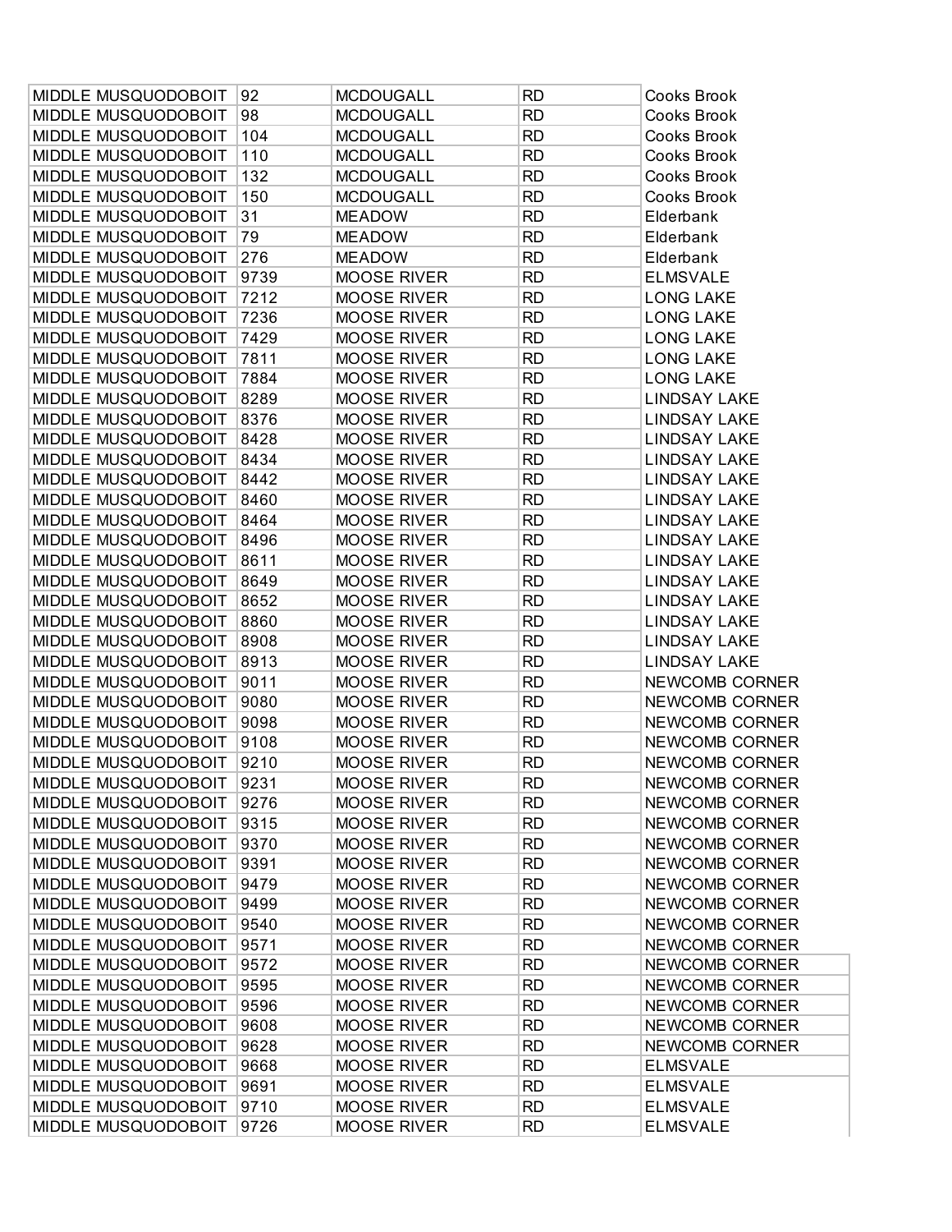| MIDDLE MUSQUODOBOIT | 92 | MCDOUGALL | RD | Cooks Brook |
|---|---|---|---|---|
| MIDDLE MUSQUODOBOIT | 98 | MCDOUGALL | RD | Cooks Brook |
| MIDDLE MUSQUODOBOIT | 104 | MCDOUGALL | RD | Cooks Brook |
| MIDDLE MUSQUODOBOIT | 110 | MCDOUGALL | RD | Cooks Brook |
| MIDDLE MUSQUODOBOIT | 132 | MCDOUGALL | RD | Cooks Brook |
| MIDDLE MUSQUODOBOIT | 150 | MCDOUGALL | RD | Cooks Brook |
| MIDDLE MUSQUODOBOIT | 31 | MEADOW | RD | Elderbank |
| MIDDLE MUSQUODOBOIT | 79 | MEADOW | RD | Elderbank |
| MIDDLE MUSQUODOBOIT | 276 | MEADOW | RD | Elderbank |
| MIDDLE MUSQUODOBOIT | 9739 | MOOSE RIVER | RD | ELMSVALE |
| MIDDLE MUSQUODOBOIT | 7212 | MOOSE RIVER | RD | LONG LAKE |
| MIDDLE MUSQUODOBOIT | 7236 | MOOSE RIVER | RD | LONG LAKE |
| MIDDLE MUSQUODOBOIT | 7429 | MOOSE RIVER | RD | LONG LAKE |
| MIDDLE MUSQUODOBOIT | 7811 | MOOSE RIVER | RD | LONG LAKE |
| MIDDLE MUSQUODOBOIT | 7884 | MOOSE RIVER | RD | LONG LAKE |
| MIDDLE MUSQUODOBOIT | 8289 | MOOSE RIVER | RD | LINDSAY LAKE |
| MIDDLE MUSQUODOBOIT | 8376 | MOOSE RIVER | RD | LINDSAY LAKE |
| MIDDLE MUSQUODOBOIT | 8428 | MOOSE RIVER | RD | LINDSAY LAKE |
| MIDDLE MUSQUODOBOIT | 8434 | MOOSE RIVER | RD | LINDSAY LAKE |
| MIDDLE MUSQUODOBOIT | 8442 | MOOSE RIVER | RD | LINDSAY LAKE |
| MIDDLE MUSQUODOBOIT | 8460 | MOOSE RIVER | RD | LINDSAY LAKE |
| MIDDLE MUSQUODOBOIT | 8464 | MOOSE RIVER | RD | LINDSAY LAKE |
| MIDDLE MUSQUODOBOIT | 8496 | MOOSE RIVER | RD | LINDSAY LAKE |
| MIDDLE MUSQUODOBOIT | 8611 | MOOSE RIVER | RD | LINDSAY LAKE |
| MIDDLE MUSQUODOBOIT | 8649 | MOOSE RIVER | RD | LINDSAY LAKE |
| MIDDLE MUSQUODOBOIT | 8652 | MOOSE RIVER | RD | LINDSAY LAKE |
| MIDDLE MUSQUODOBOIT | 8860 | MOOSE RIVER | RD | LINDSAY LAKE |
| MIDDLE MUSQUODOBOIT | 8908 | MOOSE RIVER | RD | LINDSAY LAKE |
| MIDDLE MUSQUODOBOIT | 8913 | MOOSE RIVER | RD | LINDSAY LAKE |
| MIDDLE MUSQUODOBOIT | 9011 | MOOSE RIVER | RD | NEWCOMB CORNER |
| MIDDLE MUSQUODOBOIT | 9080 | MOOSE RIVER | RD | NEWCOMB CORNER |
| MIDDLE MUSQUODOBOIT | 9098 | MOOSE RIVER | RD | NEWCOMB CORNER |
| MIDDLE MUSQUODOBOIT | 9108 | MOOSE RIVER | RD | NEWCOMB CORNER |
| MIDDLE MUSQUODOBOIT | 9210 | MOOSE RIVER | RD | NEWCOMB CORNER |
| MIDDLE MUSQUODOBOIT | 9231 | MOOSE RIVER | RD | NEWCOMB CORNER |
| MIDDLE MUSQUODOBOIT | 9276 | MOOSE RIVER | RD | NEWCOMB CORNER |
| MIDDLE MUSQUODOBOIT | 9315 | MOOSE RIVER | RD | NEWCOMB CORNER |
| MIDDLE MUSQUODOBOIT | 9370 | MOOSE RIVER | RD | NEWCOMB CORNER |
| MIDDLE MUSQUODOBOIT | 9391 | MOOSE RIVER | RD | NEWCOMB CORNER |
| MIDDLE MUSQUODOBOIT | 9479 | MOOSE RIVER | RD | NEWCOMB CORNER |
| MIDDLE MUSQUODOBOIT | 9499 | MOOSE RIVER | RD | NEWCOMB CORNER |
| MIDDLE MUSQUODOBOIT | 9540 | MOOSE RIVER | RD | NEWCOMB CORNER |
| MIDDLE MUSQUODOBOIT | 9571 | MOOSE RIVER | RD | NEWCOMB CORNER |
| MIDDLE MUSQUODOBOIT | 9572 | MOOSE RIVER | RD | NEWCOMB CORNER |
| MIDDLE MUSQUODOBOIT | 9595 | MOOSE RIVER | RD | NEWCOMB CORNER |
| MIDDLE MUSQUODOBOIT | 9596 | MOOSE RIVER | RD | NEWCOMB CORNER |
| MIDDLE MUSQUODOBOIT | 9608 | MOOSE RIVER | RD | NEWCOMB CORNER |
| MIDDLE MUSQUODOBOIT | 9628 | MOOSE RIVER | RD | NEWCOMB CORNER |
| MIDDLE MUSQUODOBOIT | 9668 | MOOSE RIVER | RD | ELMSVALE |
| MIDDLE MUSQUODOBOIT | 9691 | MOOSE RIVER | RD | ELMSVALE |
| MIDDLE MUSQUODOBOIT | 9710 | MOOSE RIVER | RD | ELMSVALE |
| MIDDLE MUSQUODOBOIT | 9726 | MOOSE RIVER | RD | ELMSVALE |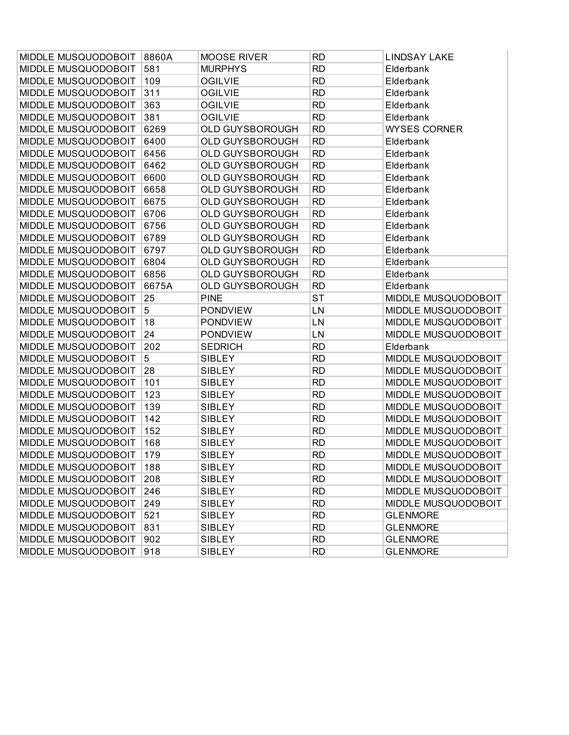| | | | | |
|---|---|---|---|---|
| MIDDLE MUSQUODOBOIT | 8860A | MOOSE RIVER | RD | LINDSAY LAKE |
| MIDDLE MUSQUODOBOIT | 581 | MURPHYS | RD | Elderbank |
| MIDDLE MUSQUODOBOIT | 109 | OGILVIE | RD | Elderbank |
| MIDDLE MUSQUODOBOIT | 311 | OGILVIE | RD | Elderbank |
| MIDDLE MUSQUODOBOIT | 363 | OGILVIE | RD | Elderbank |
| MIDDLE MUSQUODOBOIT | 381 | OGILVIE | RD | Elderbank |
| MIDDLE MUSQUODOBOIT | 6269 | OLD GUYSBOROUGH | RD | WYSES CORNER |
| MIDDLE MUSQUODOBOIT | 6400 | OLD GUYSBOROUGH | RD | Elderbank |
| MIDDLE MUSQUODOBOIT | 6456 | OLD GUYSBOROUGH | RD | Elderbank |
| MIDDLE MUSQUODOBOIT | 6462 | OLD GUYSBOROUGH | RD | Elderbank |
| MIDDLE MUSQUODOBOIT | 6600 | OLD GUYSBOROUGH | RD | Elderbank |
| MIDDLE MUSQUODOBOIT | 6658 | OLD GUYSBOROUGH | RD | Elderbank |
| MIDDLE MUSQUODOBOIT | 6675 | OLD GUYSBOROUGH | RD | Elderbank |
| MIDDLE MUSQUODOBOIT | 6706 | OLD GUYSBOROUGH | RD | Elderbank |
| MIDDLE MUSQUODOBOIT | 6756 | OLD GUYSBOROUGH | RD | Elderbank |
| MIDDLE MUSQUODOBOIT | 6789 | OLD GUYSBOROUGH | RD | Elderbank |
| MIDDLE MUSQUODOBOIT | 6797 | OLD GUYSBOROUGH | RD | Elderbank |
| MIDDLE MUSQUODOBOIT | 6804 | OLD GUYSBOROUGH | RD | Elderbank |
| MIDDLE MUSQUODOBOIT | 6856 | OLD GUYSBOROUGH | RD | Elderbank |
| MIDDLE MUSQUODOBOIT | 6675A | OLD GUYSBOROUGH | RD | Elderbank |
| MIDDLE MUSQUODOBOIT | 25 | PINE | ST | MIDDLE MUSQUODOBOIT |
| MIDDLE MUSQUODOBOIT | 5 | PONDVIEW | LN | MIDDLE MUSQUODOBOIT |
| MIDDLE MUSQUODOBOIT | 18 | PONDVIEW | LN | MIDDLE MUSQUODOBOIT |
| MIDDLE MUSQUODOBOIT | 24 | PONDVIEW | LN | MIDDLE MUSQUODOBOIT |
| MIDDLE MUSQUODOBOIT | 202 | SEDRICH | RD | Elderbank |
| MIDDLE MUSQUODOBOIT | 5 | SIBLEY | RD | MIDDLE MUSQUODOBOIT |
| MIDDLE MUSQUODOBOIT | 28 | SIBLEY | RD | MIDDLE MUSQUODOBOIT |
| MIDDLE MUSQUODOBOIT | 101 | SIBLEY | RD | MIDDLE MUSQUODOBOIT |
| MIDDLE MUSQUODOBOIT | 123 | SIBLEY | RD | MIDDLE MUSQUODOBOIT |
| MIDDLE MUSQUODOBOIT | 139 | SIBLEY | RD | MIDDLE MUSQUODOBOIT |
| MIDDLE MUSQUODOBOIT | 142 | SIBLEY | RD | MIDDLE MUSQUODOBOIT |
| MIDDLE MUSQUODOBOIT | 152 | SIBLEY | RD | MIDDLE MUSQUODOBOIT |
| MIDDLE MUSQUODOBOIT | 168 | SIBLEY | RD | MIDDLE MUSQUODOBOIT |
| MIDDLE MUSQUODOBOIT | 179 | SIBLEY | RD | MIDDLE MUSQUODOBOIT |
| MIDDLE MUSQUODOBOIT | 188 | SIBLEY | RD | MIDDLE MUSQUODOBOIT |
| MIDDLE MUSQUODOBOIT | 208 | SIBLEY | RD | MIDDLE MUSQUODOBOIT |
| MIDDLE MUSQUODOBOIT | 246 | SIBLEY | RD | MIDDLE MUSQUODOBOIT |
| MIDDLE MUSQUODOBOIT | 249 | SIBLEY | RD | MIDDLE MUSQUODOBOIT |
| MIDDLE MUSQUODOBOIT | 521 | SIBLEY | RD | GLENMORE |
| MIDDLE MUSQUODOBOIT | 831 | SIBLEY | RD | GLENMORE |
| MIDDLE MUSQUODOBOIT | 902 | SIBLEY | RD | GLENMORE |
| MIDDLE MUSQUODOBOIT | 918 | SIBLEY | RD | GLENMORE |